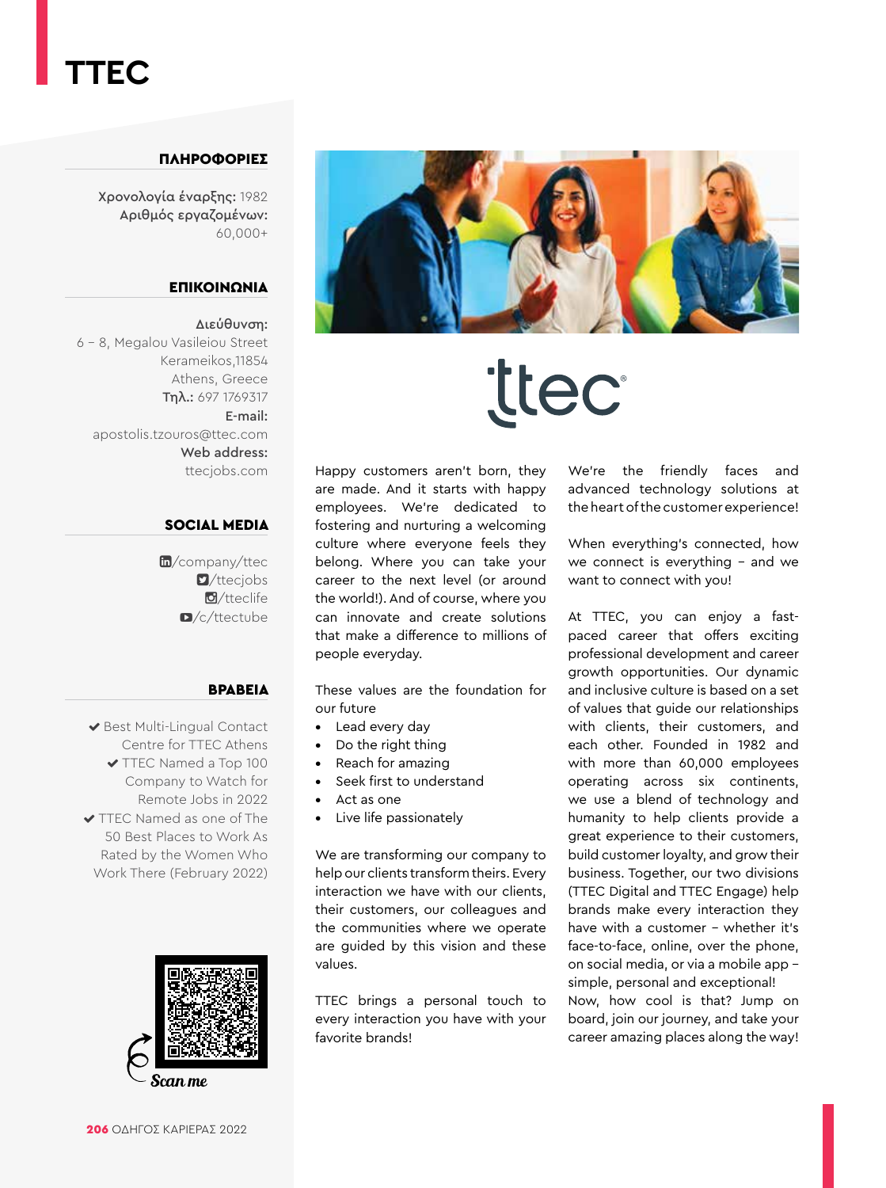# TTEC

## ΠΛΗΡΟΦΟΡΙΕΣ

**Χρονολογία έναρξης:** 1982
**Αριθμός εργαζομένων:** 60,000+

## ΕΠΙΚΟΙΝΩΝΙΑ

**Διεύθυνση:**
6 – 8, Megalou Vasileiou Street
Kerameikos,11854
Athens, Greece
**Τηλ.:** 697 1769317
**E-mail:**
apostolis.tzouros@ttec.com
**Web address:**
ttecjobs.com

## SOCIAL MEDIA

/company/ttec
/ttecjobs
/tteclife
/c/ttectube

## ΒΡΑΒΕΙΑ

- ✔ Best Multi-Lingual Contact Centre for TTEC Athens
- ✔ TTEC Named a Top 100 Company to Watch for Remote Jobs in 2022
- ✔ TTEC Named as one of The 50 Best Places to Work As Rated by the Women Who Work There (February 2022)

Scan me

Happy customers aren't born, they are made. And it starts with happy employees. We're dedicated to fostering and nurturing a welcoming culture where everyone feels they belong. Where you can take your career to the next level (or around the world!). And of course, where you can innovate and create solutions that make a difference to millions of people everyday.

These values are the foundation for our future

- Lead every day
- Do the right thing
- Reach for amazing
- Seek first to understand
- Act as one
- Live life passionately

We are transforming our company to help our clients transform theirs. Every interaction we have with our clients, their customers, our colleagues and the communities where we operate are guided by this vision and these values.

TTEC brings a personal touch to every interaction you have with your favorite brands!

We're the friendly faces and advanced technology solutions at the heart of the customer experience!

When everything's connected, how we connect is everything – and we want to connect with you!

At TTEC, you can enjoy a fast-paced career that offers exciting professional development and career growth opportunities. Our dynamic and inclusive culture is based on a set of values that guide our relationships with clients, their customers, and each other. Founded in 1982 and with more than 60,000 employees operating across six continents, we use a blend of technology and humanity to help clients provide a great experience to their customers, build customer loyalty, and grow their business. Together, our two divisions (TTEC Digital and TTEC Engage) help brands make every interaction they have with a customer – whether it's face-to-face, online, over the phone, on social media, or via a mobile app – simple, personal and exceptional! Now, how cool is that? Jump on board, join our journey, and take your career amazing places along the way!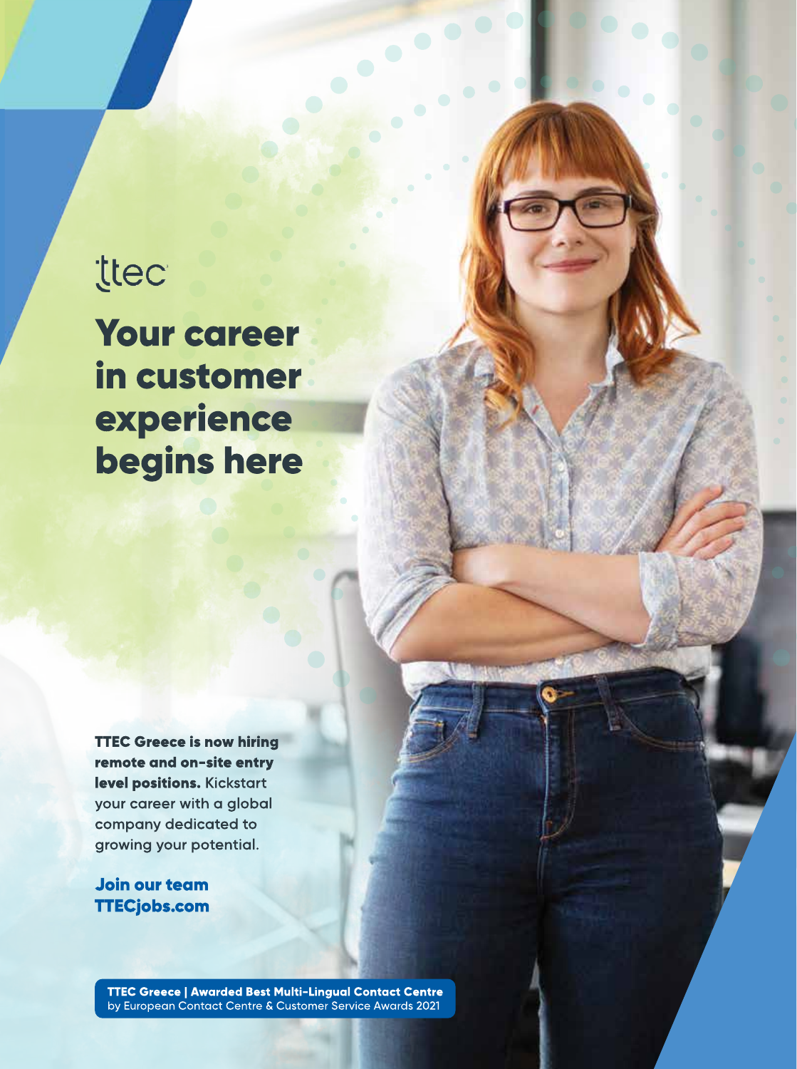ttec

# Your career in customer experience begins here

**TTEC Greece is now hiring remote and on-site entry level positions.** Kickstart your career with a global company dedicated to growing your potential.

**Join our team**
**TTECjobs.com**

**TTEC Greece | Awarded Best Multi-Lingual Contact Centre**
by European Contact Centre & Customer Service Awards 2021